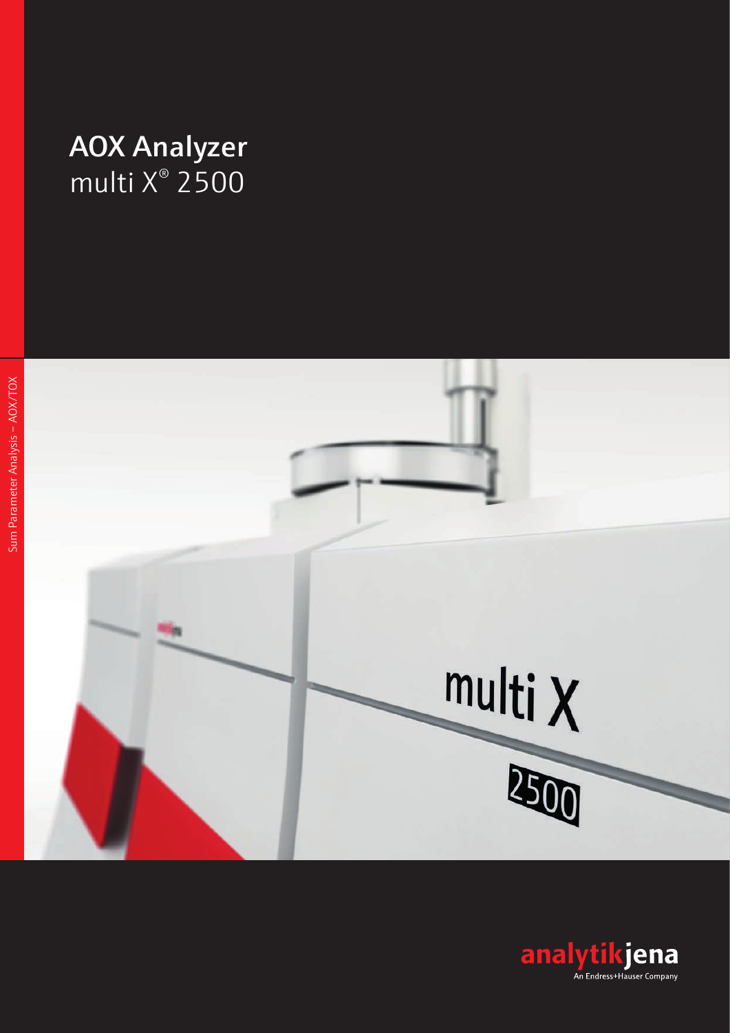# AOX Analyzer
multi X® 2500

Sum Parameter Analysis – AOX/TOX

analytikjena
An Endress+Hauser Company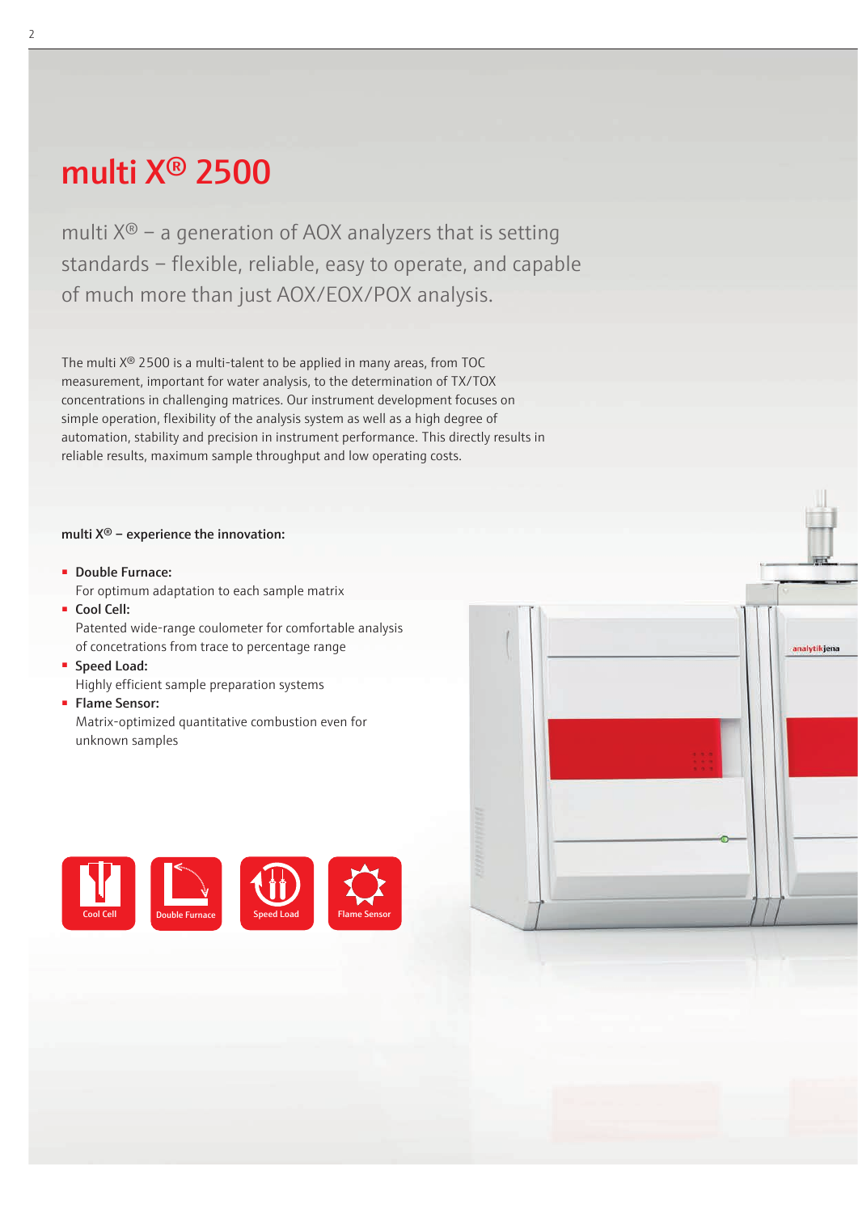# multi X® 2500

multi X® – a generation of AOX analyzers that is setting standards – flexible, reliable, easy to operate, and capable of much more than just AOX/EOX/POX analysis.

The multi X® 2500 is a multi-talent to be applied in many areas, from TOC measurement, important for water analysis, to the determination of TX/TOX concentrations in challenging matrices. Our instrument development focuses on simple operation, flexibility of the analysis system as well as a high degree of automation, stability and precision in instrument performance. This directly results in reliable results, maximum sample throughput and low operating costs.

**multi X® – experience the innovation:**

- **Double Furnace:**
  For optimum adaptation to each sample matrix
- **Cool Cell:**
  Patented wide-range coulometer for comfortable analysis of concetrations from trace to percentage range
- **Speed Load:**
  Highly efficient sample preparation systems
- **Flame Sensor:**
  Matrix-optimized quantitative combustion even for unknown samples

Cool Cell | Double Furnace | Speed Load | Flame Sensor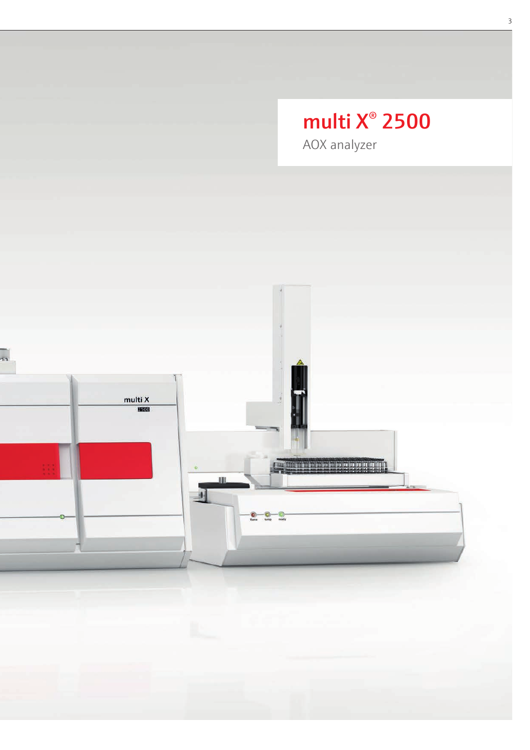# multi X® 2500

AOX analyzer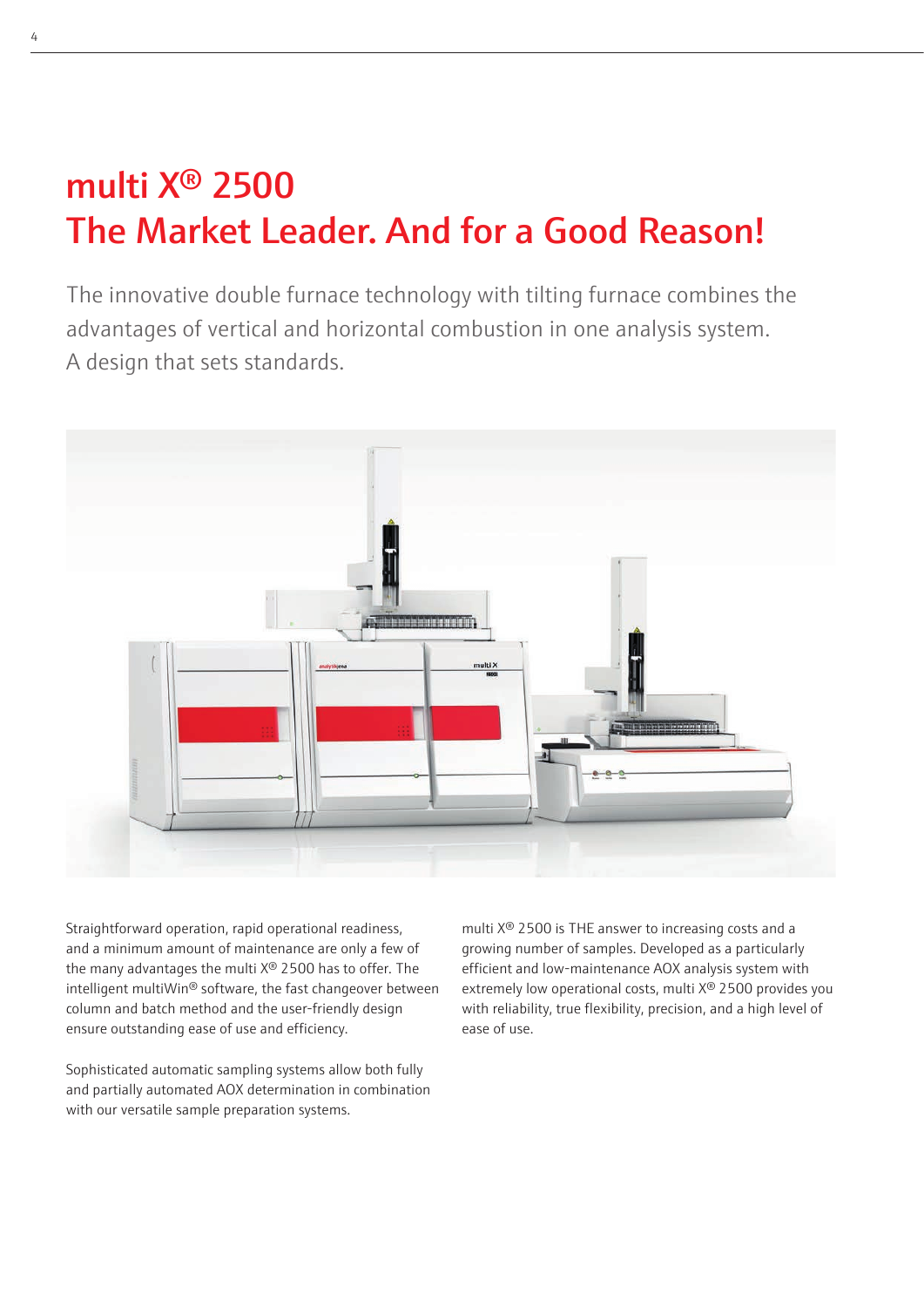# multi X® 2500
# The Market Leader. And for a Good Reason!

The innovative double furnace technology with tilting furnace combines the advantages of vertical and horizontal combustion in one analysis system. A design that sets standards.

Straightforward operation, rapid operational readiness, and a minimum amount of maintenance are only a few of the many advantages the multi X® 2500 has to offer. The intelligent multiWin® software, the fast changeover between column and batch method and the user-friendly design ensure outstanding ease of use and efficiency.

Sophisticated automatic sampling systems allow both fully and partially automated AOX determination in combination with our versatile sample preparation systems.

multi X® 2500 is THE answer to increasing costs and a growing number of samples. Developed as a particularly efficient and low-maintenance AOX analysis system with extremely low operational costs, multi X® 2500 provides you with reliability, true flexibility, precision, and a high level of ease of use.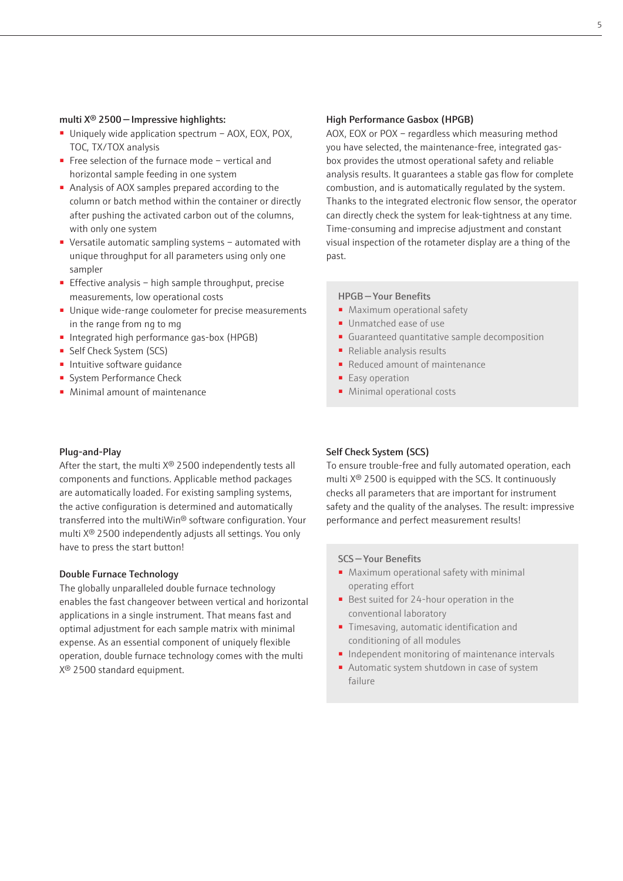### multi X® 2500 – Impressive highlights:

- Uniquely wide application spectrum – AOX, EOX, POX, TOC, TX/TOX analysis
- Free selection of the furnace mode – vertical and horizontal sample feeding in one system
- Analysis of AOX samples prepared according to the column or batch method within the container or directly after pushing the activated carbon out of the columns, with only one system
- Versatile automatic sampling systems – automated with unique throughput for all parameters using only one sampler
- Effective analysis – high sample throughput, precise measurements, low operational costs
- Unique wide-range coulometer for precise measurements in the range from ng to mg
- Integrated high performance gas-box (HPGB)
- Self Check System (SCS)
- Intuitive software guidance
- System Performance Check
- Minimal amount of maintenance

### High Performance Gasbox (HPGB)

AOX, EOX or POX – regardless which measuring method you have selected, the maintenance-free, integrated gas-box provides the utmost operational safety and reliable analysis results. It guarantees a stable gas flow for complete combustion, and is automatically regulated by the system. Thanks to the integrated electronic flow sensor, the operator can directly check the system for leak-tightness at any time. Time-consuming and imprecise adjustment and constant visual inspection of the rotameter display are a thing of the past.

#### HPGB – Your Benefits

- Maximum operational safety
- Unmatched ease of use
- Guaranteed quantitative sample decomposition
- Reliable analysis results
- Reduced amount of maintenance
- Easy operation
- Minimal operational costs

### Plug-and-Play

After the start, the multi X® 2500 independently tests all components and functions. Applicable method packages are automatically loaded. For existing sampling systems, the active configuration is determined and automatically transferred into the multiWin® software configuration. Your multi X® 2500 independently adjusts all settings. You only have to press the start button!

### Double Furnace Technology

The globally unparalleled double furnace technology enables the fast changeover between vertical and horizontal applications in a single instrument. That means fast and optimal adjustment for each sample matrix with minimal expense. As an essential component of uniquely flexible operation, double furnace technology comes with the multi X® 2500 standard equipment.

### Self Check System (SCS)

To ensure trouble-free and fully automated operation, each multi X® 2500 is equipped with the SCS. It continuously checks all parameters that are important for instrument safety and the quality of the analyses. The result: impressive performance and perfect measurement results!

#### SCS – Your Benefits

- Maximum operational safety with minimal operating effort
- Best suited for 24-hour operation in the conventional laboratory
- Timesaving, automatic identification and conditioning of all modules
- Independent monitoring of maintenance intervals
- Automatic system shutdown in case of system failure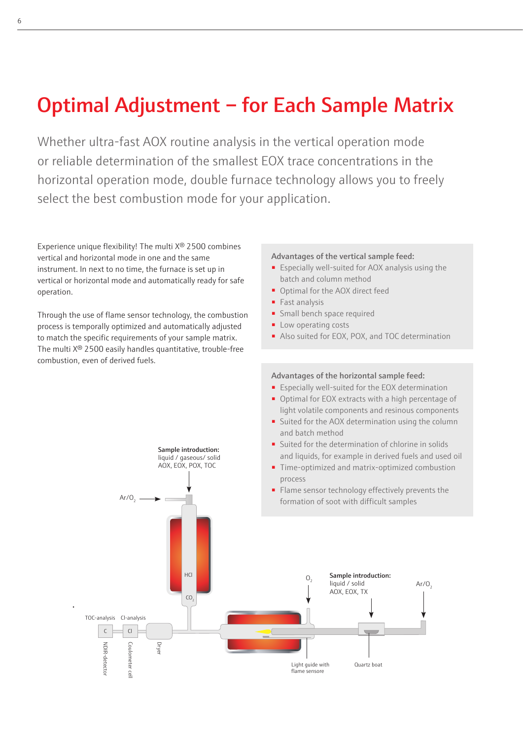# Optimal Adjustment – for Each Sample Matrix

Whether ultra-fast AOX routine analysis in the vertical operation mode or reliable determination of the smallest EOX trace concentrations in the horizontal operation mode, double furnace technology allows you to freely select the best combustion mode for your application.

Experience unique flexibility! The multi X® 2500 combines vertical and horizontal mode in one and the same instrument. In next to no time, the furnace is set up in vertical or horizontal mode and automatically ready for safe operation.

Through the use of flame sensor technology, the combustion process is temporally optimized and automatically adjusted to match the specific requirements of your sample matrix. The multi X® 2500 easily handles quantitative, trouble-free combustion, even of derived fuels.

**Advantages of the vertical sample feed:**

- Especially well-suited for AOX analysis using the batch and column method
- Optimal for the AOX direct feed
- Fast analysis
- Small bench space required
- Low operating costs
- Also suited for EOX, POX, and TOC determination

**Advantages of the horizontal sample feed:**

- Especially well-suited for the EOX determination
- Optimal for EOX extracts with a high percentage of light volatile components and resinous components
- Suited for the AOX determination using the column and batch method
- Suited for the determination of chlorine in solids and liquids, for example in derived fuels and used oil
- Time-optimized and matrix-optimized combustion process
- Flame sensor technology effectively prevents the formation of soot with difficult samples

**Sample introduction:** liquid / gaseous/ solid AOX, EOX, POX, TOC

$Ar/O_2$

HCl

$CO_2$

TOC-analysis C NDIR-detector

Cl-analysis Cl Coulometer cell

Dryer

$O_2$

**Sample introduction:** liquid / solid AOX, EOX, TX

$Ar/O_2$

Light guide with flame sensore

Quartz boat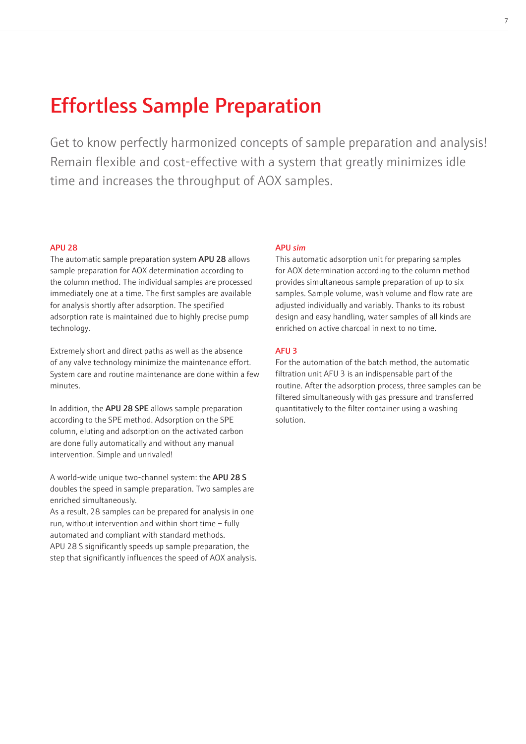# Effortless Sample Preparation

Get to know perfectly harmonized concepts of sample preparation and analysis! Remain flexible and cost-effective with a system that greatly minimizes idle time and increases the throughput of AOX samples.

### APU 28

The automatic sample preparation system **APU 28** allows sample preparation for AOX determination according to the column method. The individual samples are processed immediately one at a time. The first samples are available for analysis shortly after adsorption. The specified adsorption rate is maintained due to highly precise pump technology.

Extremely short and direct paths as well as the absence of any valve technology minimize the maintenance effort. System care and routine maintenance are done within a few minutes.

In addition, the **APU 28 SPE** allows sample preparation according to the SPE method. Adsorption on the SPE column, eluting and adsorption on the activated carbon are done fully automatically and without any manual intervention. Simple and unrivaled!

A world-wide unique two-channel system: the **APU 28 S** doubles the speed in sample preparation. Two samples are enriched simultaneously.
As a result, 28 samples can be prepared for analysis in one run, without intervention and within short time – fully automated and compliant with standard methods.
APU 28 S significantly speeds up sample preparation, the step that significantly influences the speed of AOX analysis.

### APU *sim*

This automatic adsorption unit for preparing samples for AOX determination according to the column method provides simultaneous sample preparation of up to six samples. Sample volume, wash volume and flow rate are adjusted individually and variably. Thanks to its robust design and easy handling, water samples of all kinds are enriched on active charcoal in next to no time.

### AFU 3

For the automation of the batch method, the automatic filtration unit AFU 3 is an indispensable part of the routine. After the adsorption process, three samples can be filtered simultaneously with gas pressure and transferred quantitatively to the filter container using a washing solution.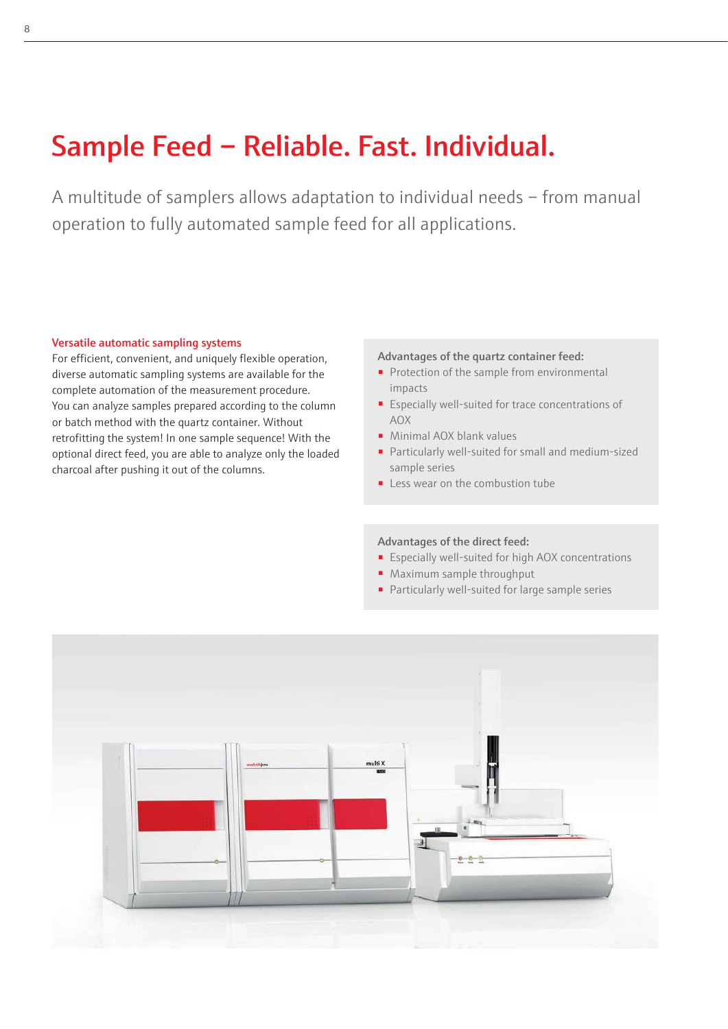# Sample Feed – Reliable. Fast. Individual.

A multitude of samplers allows adaptation to individual needs – from manual operation to fully automated sample feed for all applications.

### Versatile automatic sampling systems

For efficient, convenient, and uniquely flexible operation, diverse automatic sampling systems are available for the complete automation of the measurement procedure. You can analyze samples prepared according to the column or batch method with the quartz container. Without retrofitting the system! In one sample sequence! With the optional direct feed, you are able to analyze only the loaded charcoal after pushing it out of the columns.

**Advantages of the quartz container feed:**

- Protection of the sample from environmental impacts
- Especially well-suited for trace concentrations of AOX
- Minimal AOX blank values
- Particularly well-suited for small and medium-sized sample series
- Less wear on the combustion tube

**Advantages of the direct feed:**

- Especially well-suited for high AOX concentrations
- Maximum sample throughput
- Particularly well-suited for large sample series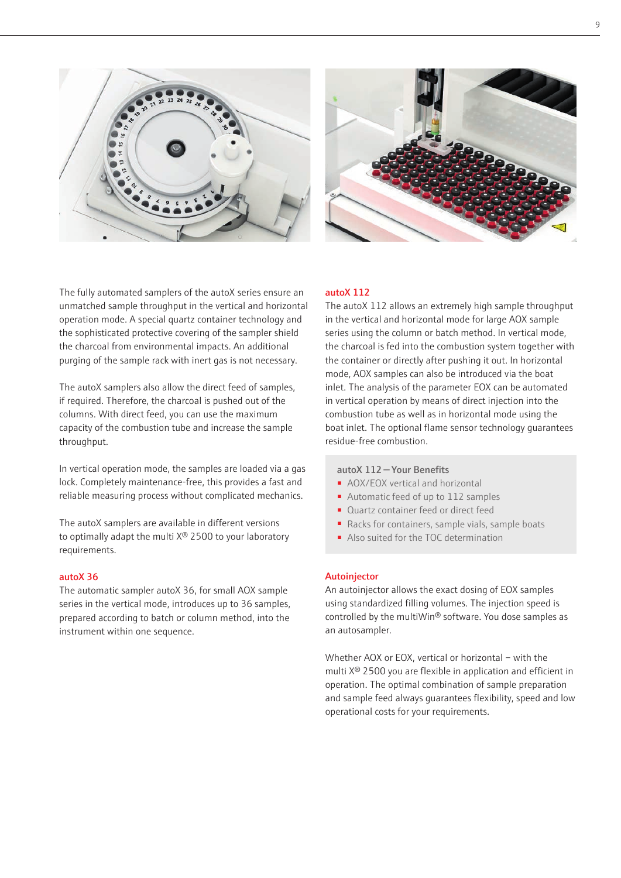The fully automated samplers of the autoX series ensure an unmatched sample throughput in the vertical and horizontal operation mode. A special quartz container technology and the sophisticated protective covering of the sampler shield the charcoal from environmental impacts. An additional purging of the sample rack with inert gas is not necessary.

The autoX samplers also allow the direct feed of samples, if required. Therefore, the charcoal is pushed out of the columns. With direct feed, you can use the maximum capacity of the combustion tube and increase the sample throughput.

In vertical operation mode, the samples are loaded via a gas lock. Completely maintenance-free, this provides a fast and reliable measuring process without complicated mechanics.

The autoX samplers are available in different versions to optimally adapt the multi X® 2500 to your laboratory requirements.

## autoX 36

The automatic sampler autoX 36, for small AOX sample series in the vertical mode, introduces up to 36 samples, prepared according to batch or column method, into the instrument within one sequence.

## autoX 112

The autoX 112 allows an extremely high sample throughput in the vertical and horizontal mode for large AOX sample series using the column or batch method. In vertical mode, the charcoal is fed into the combustion system together with the container or directly after pushing it out. In horizontal mode, AOX samples can also be introduced via the boat inlet. The analysis of the parameter EOX can be automated in vertical operation by means of direct injection into the combustion tube as well as in horizontal mode using the boat inlet. The optional flame sensor technology guarantees residue-free combustion.

### autoX 112 – Your Benefits

- AOX/EOX vertical and horizontal
- Automatic feed of up to 112 samples
- Quartz container feed or direct feed
- Racks for containers, sample vials, sample boats
- Also suited for the TOC determination

## Autoinjector

An autoinjector allows the exact dosing of EOX samples using standardized filling volumes. The injection speed is controlled by the multiWin® software. You dose samples as an autosampler.

Whether AOX or EOX, vertical or horizontal – with the multi X® 2500 you are flexible in application and efficient in operation. The optimal combination of sample preparation and sample feed always guarantees flexibility, speed and low operational costs for your requirements.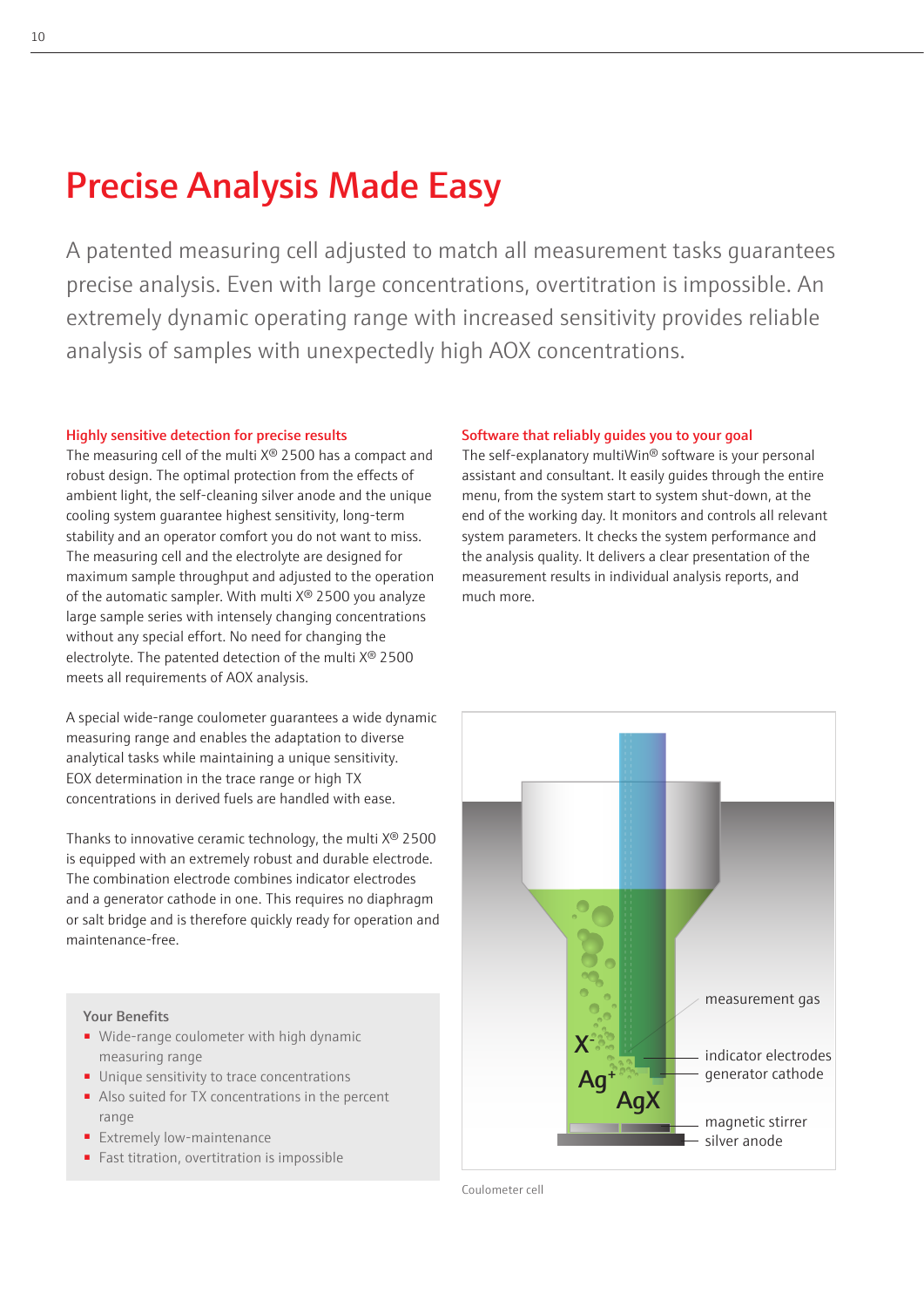# Precise Analysis Made Easy

A patented measuring cell adjusted to match all measurement tasks guarantees precise analysis. Even with large concentrations, overtitration is impossible. An extremely dynamic operating range with increased sensitivity provides reliable analysis of samples with unexpectedly high AOX concentrations.

### Highly sensitive detection for precise results

The measuring cell of the multi X® 2500 has a compact and robust design. The optimal protection from the effects of ambient light, the self-cleaning silver anode and the unique cooling system guarantee highest sensitivity, long-term stability and an operator comfort you do not want to miss. The measuring cell and the electrolyte are designed for maximum sample throughput and adjusted to the operation of the automatic sampler. With multi X® 2500 you analyze large sample series with intensely changing concentrations without any special effort. No need for changing the electrolyte. The patented detection of the multi X® 2500 meets all requirements of AOX analysis.

A special wide-range coulometer guarantees a wide dynamic measuring range and enables the adaptation to diverse analytical tasks while maintaining a unique sensitivity. EOX determination in the trace range or high TX concentrations in derived fuels are handled with ease.

Thanks to innovative ceramic technology, the multi X® 2500 is equipped with an extremely robust and durable electrode. The combination electrode combines indicator electrodes and a generator cathode in one. This requires no diaphragm or salt bridge and is therefore quickly ready for operation and maintenance-free.

**Your Benefits**

- Wide-range coulometer with high dynamic measuring range
- Unique sensitivity to trace concentrations
- Also suited for TX concentrations in the percent range
- Extremely low-maintenance
- Fast titration, overtitration is impossible

### Software that reliably guides you to your goal

The self-explanatory multiWin® software is your personal assistant and consultant. It easily guides through the entire menu, from the system start to system shut-down, at the end of the working day. It monitors and controls all relevant system parameters. It checks the system performance and the analysis quality. It delivers a clear presentation of the measurement results in individual analysis reports, and much more.

$X^-$ $Ag^+$ AgX — measurement gas, indicator electrodes, generator cathode, magnetic stirrer, silver anode

Coulometer cell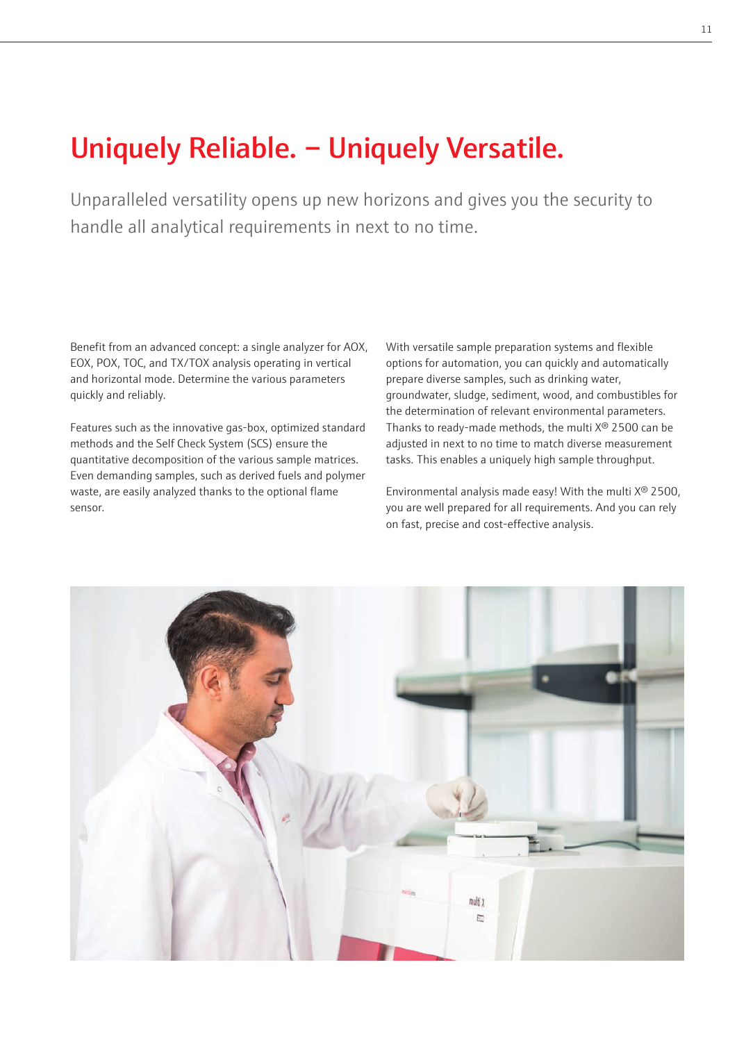# Uniquely Reliable. – Uniquely Versatile.

Unparalleled versatility opens up new horizons and gives you the security to handle all analytical requirements in next to no time.

Benefit from an advanced concept: a single analyzer for AOX, EOX, POX, TOC, and TX/TOX analysis operating in vertical and horizontal mode. Determine the various parameters quickly and reliably.

Features such as the innovative gas-box, optimized standard methods and the Self Check System (SCS) ensure the quantitative decomposition of the various sample matrices. Even demanding samples, such as derived fuels and polymer waste, are easily analyzed thanks to the optional flame sensor.

With versatile sample preparation systems and flexible options for automation, you can quickly and automatically prepare diverse samples, such as drinking water, groundwater, sludge, sediment, wood, and combustibles for the determination of relevant environmental parameters. Thanks to ready-made methods, the multi X® 2500 can be adjusted in next to no time to match diverse measurement tasks. This enables a uniquely high sample throughput.

Environmental analysis made easy! With the multi X® 2500, you are well prepared for all requirements. And you can rely on fast, precise and cost-effective analysis.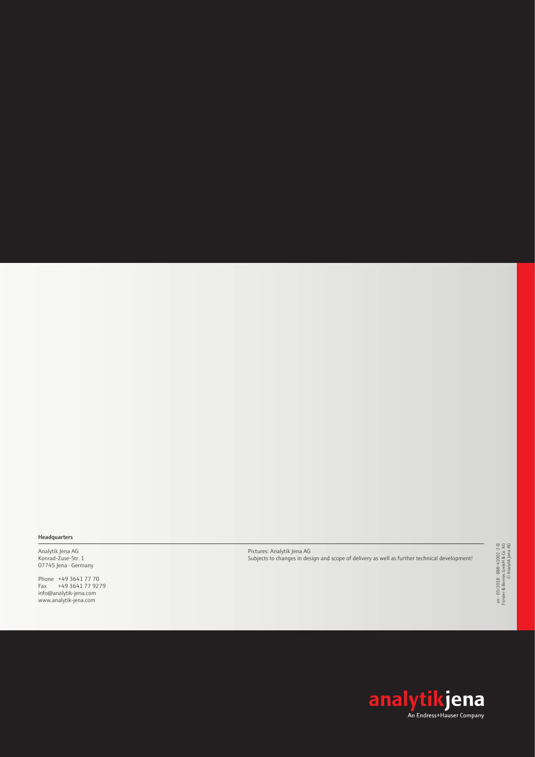**Headquarters**

Analytik Jena AG
Konrad-Zuse-Str. 1
07745 Jena · Germany

Phone +49 3641 77 70
Fax +49 3641 77 9279
info@analytik-jena.com
www.analytik-jena.com

Pictures: Analytik Jena AG
Subjects to changes in design and scope of delivery as well as further technical development!

en · 03/2018 · 888-41002-2-B
Förster & Borries GmbH & Co. KG
© Analytik Jena AG

analytikjena
An Endress+Hauser Company